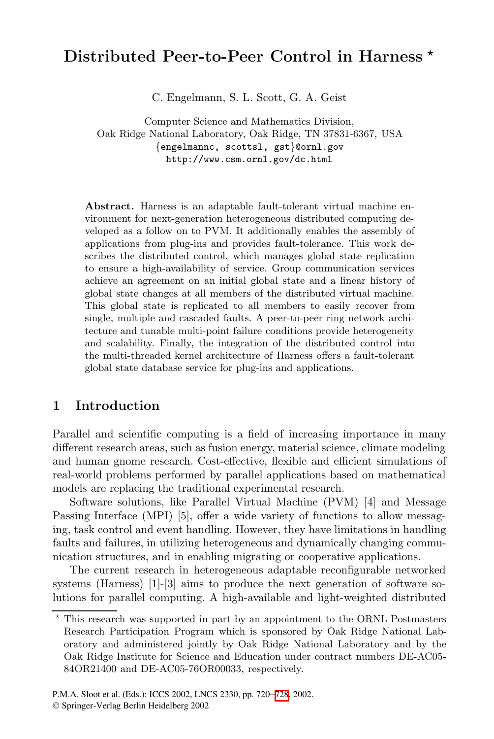# Distributed Peer-to-Peer Control in Harness *

C. Engelmann, S. L. Scott, G. A. Geist

Computer Science and Mathematics Division,
Oak Ridge National Laboratory, Oak Ridge, TN 37831-6367, USA
{engelmannc, scottsl, gst}@ornl.gov
http://www.csm.ornl.gov/dc.html

**Abstract.** Harness is an adaptable fault-tolerant virtual machine environment for next-generation heterogeneous distributed computing developed as a follow on to PVM. It additionally enables the assembly of applications from plug-ins and provides fault-tolerance. This work describes the distributed control, which manages global state replication to ensure a high-availability of service. Group communication services achieve an agreement on an initial global state and a linear history of global state changes at all members of the distributed virtual machine. This global state is replicated to all members to easily recover from single, multiple and cascaded faults. A peer-to-peer ring network architecture and tunable multi-point failure conditions provide heterogeneity and scalability. Finally, the integration of the distributed control into the multi-threaded kernel architecture of Harness offers a fault-tolerant global state database service for plug-ins and applications.

## 1 Introduction

Parallel and scientific computing is a field of increasing importance in many different research areas, such as fusion energy, material science, climate modeling and human gnome research. Cost-effective, flexible and efficient simulations of real-world problems performed by parallel applications based on mathematical models are replacing the traditional experimental research.

Software solutions, like Parallel Virtual Machine (PVM) [4] and Message Passing Interface (MPI) [5], offer a wide variety of functions to allow messaging, task control and event handling. However, they have limitations in handling faults and failures, in utilizing heterogeneous and dynamically changing communication structures, and in enabling migrating or cooperative applications.

The current research in heterogeneous adaptable reconfigurable networked systems (Harness) [1]-[3] aims to produce the next generation of software solutions for parallel computing. A high-available and light-weighted distributed

* This research was supported in part by an appointment to the ORNL Postmasters Research Participation Program which is sponsored by Oak Ridge National Laboratory and administered jointly by Oak Ridge National Laboratory and by the Oak Ridge Institute for Science and Education under contract numbers DE-AC05-84OR21400 and DE-AC05-76OR00033, respectively.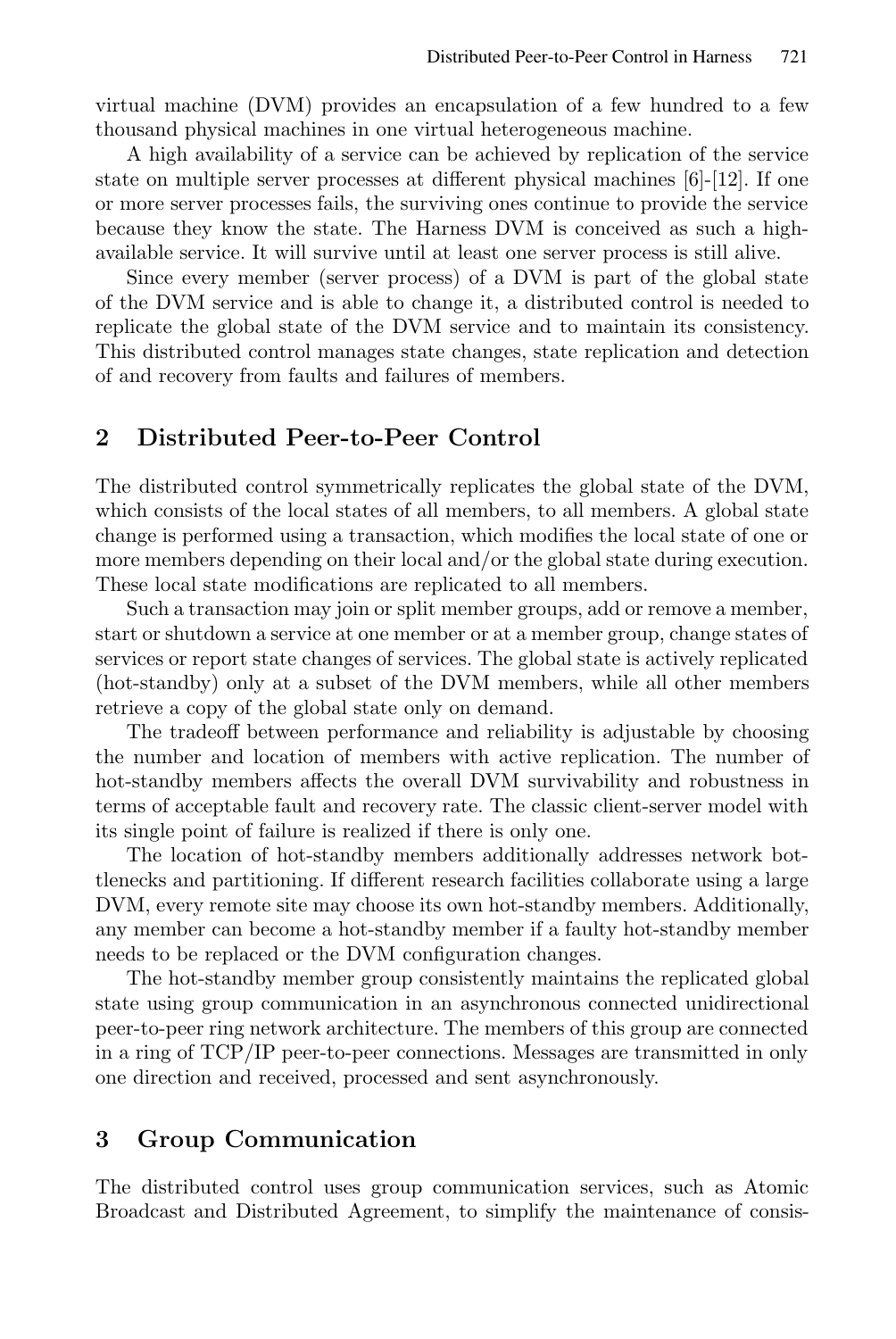virtual machine (DVM) provides an encapsulation of a few hundred to a few thousand physical machines in one virtual heterogeneous machine.

A high availability of a service can be achieved by replication of the service state on multiple server processes at different physical machines [6]-[12]. If one or more server processes fails, the surviving ones continue to provide the service because they know the state. The Harness DVM is conceived as such a high-available service. It will survive until at least one server process is still alive.

Since every member (server process) of a DVM is part of the global state of the DVM service and is able to change it, a distributed control is needed to replicate the global state of the DVM service and to maintain its consistency. This distributed control manages state changes, state replication and detection of and recovery from faults and failures of members.

## 2 Distributed Peer-to-Peer Control

The distributed control symmetrically replicates the global state of the DVM, which consists of the local states of all members, to all members. A global state change is performed using a transaction, which modifies the local state of one or more members depending on their local and/or the global state during execution. These local state modifications are replicated to all members.

Such a transaction may join or split member groups, add or remove a member, start or shutdown a service at one member or at a member group, change states of services or report state changes of services. The global state is actively replicated (hot-standby) only at a subset of the DVM members, while all other members retrieve a copy of the global state only on demand.

The tradeoff between performance and reliability is adjustable by choosing the number and location of members with active replication. The number of hot-standby members affects the overall DVM survivability and robustness in terms of acceptable fault and recovery rate. The classic client-server model with its single point of failure is realized if there is only one.

The location of hot-standby members additionally addresses network bottlenecks and partitioning. If different research facilities collaborate using a large DVM, every remote site may choose its own hot-standby members. Additionally, any member can become a hot-standby member if a faulty hot-standby member needs to be replaced or the DVM configuration changes.

The hot-standby member group consistently maintains the replicated global state using group communication in an asynchronous connected unidirectional peer-to-peer ring network architecture. The members of this group are connected in a ring of TCP/IP peer-to-peer connections. Messages are transmitted in only one direction and received, processed and sent asynchronously.

## 3 Group Communication

The distributed control uses group communication services, such as Atomic Broadcast and Distributed Agreement, to simplify the maintenance of consis-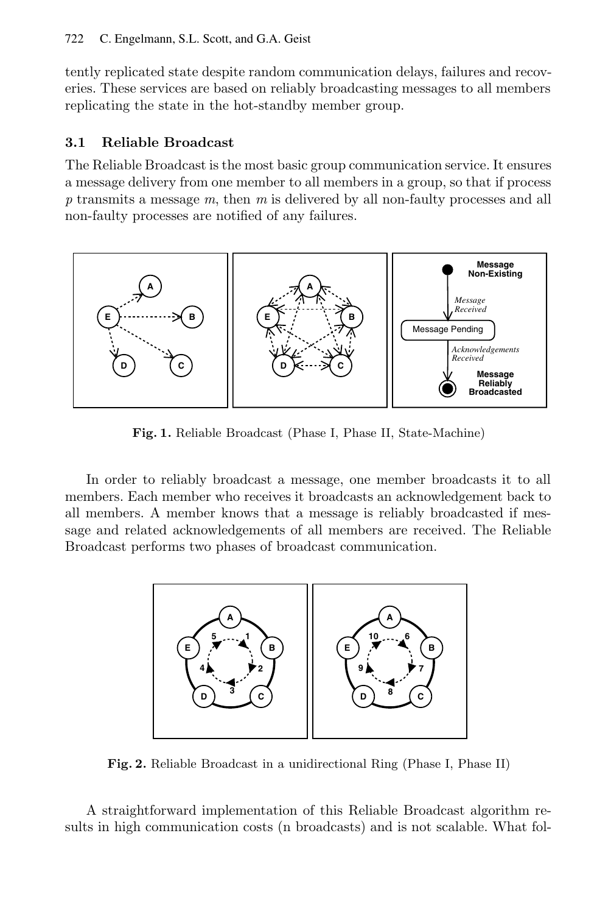tently replicated state despite random communication delays, failures and recoveries. These services are based on reliably broadcasting messages to all members replicating the state in the hot-standby member group.

### 3.1 Reliable Broadcast

The Reliable Broadcast is the most basic group communication service. It ensures a message delivery from one member to all members in a group, so that if process $p$ transmits a message $m$, then $m$ is delivered by all non-faulty processes and all non-faulty processes are notified of any failures.

**Fig. 1.** Reliable Broadcast (Phase I, Phase II, State-Machine)

In order to reliably broadcast a message, one member broadcasts it to all members. Each member who receives it broadcasts an acknowledgement back to all members. A member knows that a message is reliably broadcasted if message and related acknowledgements of all members are received. The Reliable Broadcast performs two phases of broadcast communication.

**Fig. 2.** Reliable Broadcast in a unidirectional Ring (Phase I, Phase II)

A straightforward implementation of this Reliable Broadcast algorithm results in high communication costs (n broadcasts) and is not scalable. What fol-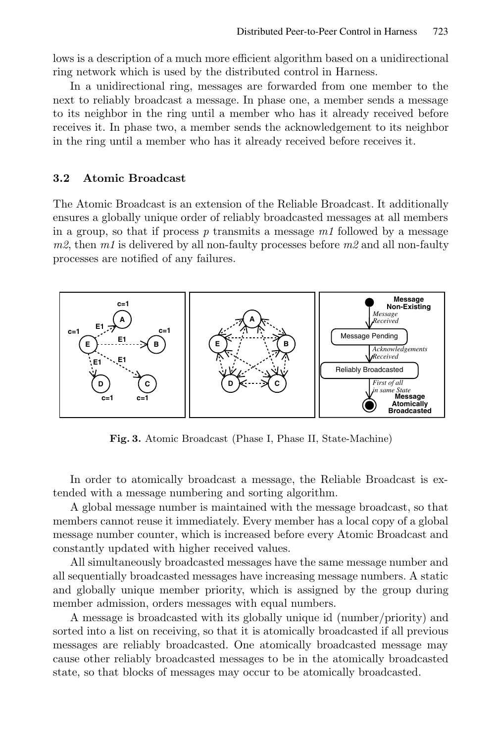lows is a description of a much more efficient algorithm based on a unidirectional ring network which is used by the distributed control in Harness.

In a unidirectional ring, messages are forwarded from one member to the next to reliably broadcast a message. In phase one, a member sends a message to its neighbor in the ring until a member who has it already received before receives it. In phase two, a member sends the acknowledgement to its neighbor in the ring until a member who has it already received before receives it.

### 3.2 Atomic Broadcast

The Atomic Broadcast is an extension of the Reliable Broadcast. It additionally ensures a globally unique order of reliably broadcasted messages at all members in a group, so that if process $p$ transmits a message *m1* followed by a message *m2*, then *m1* is delivered by all non-faulty processes before *m2* and all non-faulty processes are notified of any failures.

**Fig. 3.** Atomic Broadcast (Phase I, Phase II, State-Machine)

In order to atomically broadcast a message, the Reliable Broadcast is extended with a message numbering and sorting algorithm.

A global message number is maintained with the message broadcast, so that members cannot reuse it immediately. Every member has a local copy of a global message number counter, which is increased before every Atomic Broadcast and constantly updated with higher received values.

All simultaneously broadcasted messages have the same message number and all sequentially broadcasted messages have increasing message numbers. A static and globally unique member priority, which is assigned by the group during member admission, orders messages with equal numbers.

A message is broadcasted with its globally unique id (number/priority) and sorted into a list on receiving, so that it is atomically broadcasted if all previous messages are reliably broadcasted. One atomically broadcasted message may cause other reliably broadcasted messages to be in the atomically broadcasted state, so that blocks of messages may occur to be atomically broadcasted.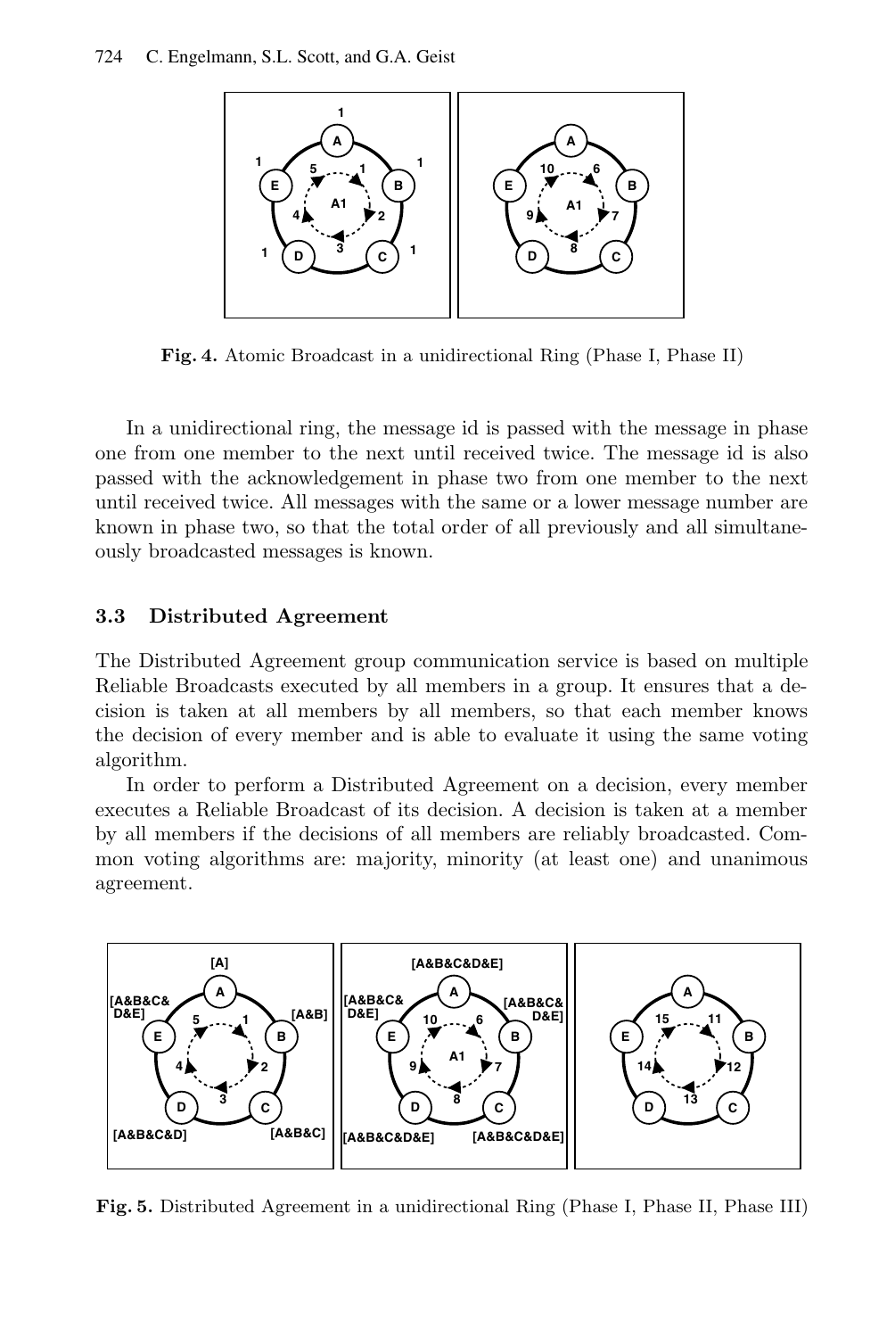**Fig. 4.** Atomic Broadcast in a unidirectional Ring (Phase I, Phase II)

In a unidirectional ring, the message id is passed with the message in phase one from one member to the next until received twice. The message id is also passed with the acknowledgement in phase two from one member to the next until received twice. All messages with the same or a lower message number are known in phase two, so that the total order of all previously and all simultaneously broadcasted messages is known.

### 3.3 Distributed Agreement

The Distributed Agreement group communication service is based on multiple Reliable Broadcasts executed by all members in a group. It ensures that a decision is taken at all members by all members, so that each member knows the decision of every member and is able to evaluate it using the same voting algorithm.

In order to perform a Distributed Agreement on a decision, every member executes a Reliable Broadcast of its decision. A decision is taken at a member by all members if the decisions of all members are reliably broadcasted. Common voting algorithms are: majority, minority (at least one) and unanimous agreement.

**Fig. 5.** Distributed Agreement in a unidirectional Ring (Phase I, Phase II, Phase III)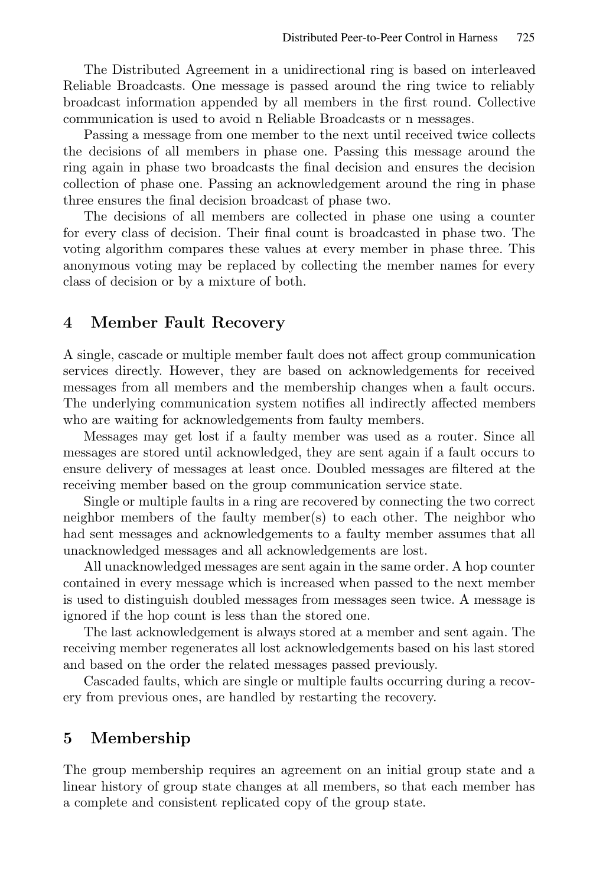The Distributed Agreement in a unidirectional ring is based on interleaved Reliable Broadcasts. One message is passed around the ring twice to reliably broadcast information appended by all members in the first round. Collective communication is used to avoid n Reliable Broadcasts or n messages.

Passing a message from one member to the next until received twice collects the decisions of all members in phase one. Passing this message around the ring again in phase two broadcasts the final decision and ensures the decision collection of phase one. Passing an acknowledgement around the ring in phase three ensures the final decision broadcast of phase two.

The decisions of all members are collected in phase one using a counter for every class of decision. Their final count is broadcasted in phase two. The voting algorithm compares these values at every member in phase three. This anonymous voting may be replaced by collecting the member names for every class of decision or by a mixture of both.

## 4 Member Fault Recovery

A single, cascade or multiple member fault does not affect group communication services directly. However, they are based on acknowledgements for received messages from all members and the membership changes when a fault occurs. The underlying communication system notifies all indirectly affected members who are waiting for acknowledgements from faulty members.

Messages may get lost if a faulty member was used as a router. Since all messages are stored until acknowledged, they are sent again if a fault occurs to ensure delivery of messages at least once. Doubled messages are filtered at the receiving member based on the group communication service state.

Single or multiple faults in a ring are recovered by connecting the two correct neighbor members of the faulty member(s) to each other. The neighbor who had sent messages and acknowledgements to a faulty member assumes that all unacknowledged messages and all acknowledgements are lost.

All unacknowledged messages are sent again in the same order. A hop counter contained in every message which is increased when passed to the next member is used to distinguish doubled messages from messages seen twice. A message is ignored if the hop count is less than the stored one.

The last acknowledgement is always stored at a member and sent again. The receiving member regenerates all lost acknowledgements based on his last stored and based on the order the related messages passed previously.

Cascaded faults, which are single or multiple faults occurring during a recovery from previous ones, are handled by restarting the recovery.

## 5 Membership

The group membership requires an agreement on an initial group state and a linear history of group state changes at all members, so that each member has a complete and consistent replicated copy of the group state.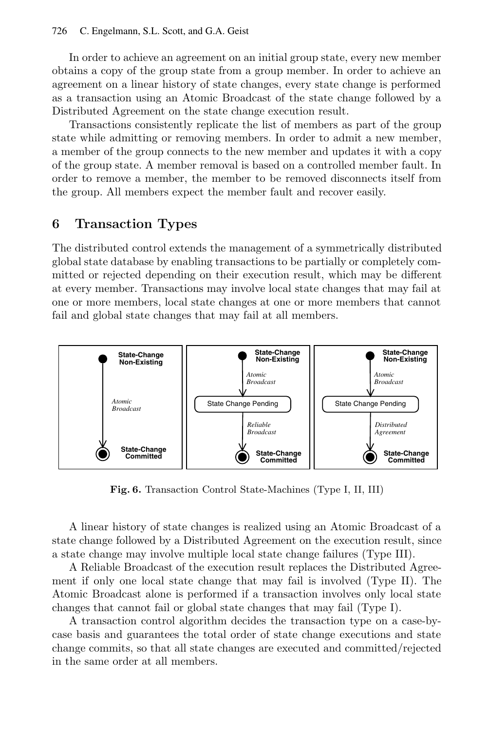In order to achieve an agreement on an initial group state, every new member obtains a copy of the group state from a group member. In order to achieve an agreement on a linear history of state changes, every state change is performed as a transaction using an Atomic Broadcast of the state change followed by a Distributed Agreement on the state change execution result.

Transactions consistently replicate the list of members as part of the group state while admitting or removing members. In order to admit a new member, a member of the group connects to the new member and updates it with a copy of the group state. A member removal is based on a controlled member fault. In order to remove a member, the member to be removed disconnects itself from the group. All members expect the member fault and recover easily.

## 6 Transaction Types

The distributed control extends the management of a symmetrically distributed global state database by enabling transactions to be partially or completely committed or rejected depending on their execution result, which may be different at every member. Transactions may involve local state changes that may fail at one or more members, local state changes at one or more members that cannot fail and global state changes that may fail at all members.

**Fig. 6.** Transaction Control State-Machines (Type I, II, III)

A linear history of state changes is realized using an Atomic Broadcast of a state change followed by a Distributed Agreement on the execution result, since a state change may involve multiple local state change failures (Type III).

A Reliable Broadcast of the execution result replaces the Distributed Agreement if only one local state change that may fail is involved (Type II). The Atomic Broadcast alone is performed if a transaction involves only local state changes that cannot fail or global state changes that may fail (Type I).

A transaction control algorithm decides the transaction type on a case-by-case basis and guarantees the total order of state change executions and state change commits, so that all state changes are executed and committed/rejected in the same order at all members.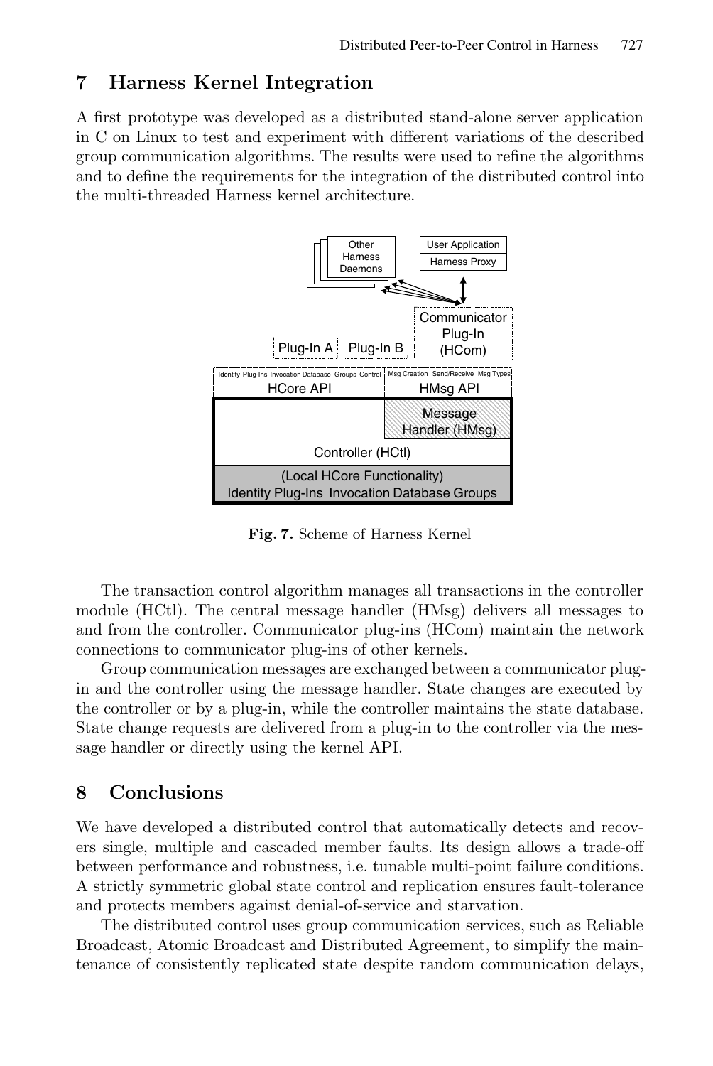## 7 Harness Kernel Integration

A first prototype was developed as a distributed stand-alone server application in C on Linux to test and experiment with different variations of the described group communication algorithms. The results were used to refine the algorithms and to define the requirements for the integration of the distributed control into the multi-threaded Harness kernel architecture.

**Fig. 7.** Scheme of Harness Kernel

The transaction control algorithm manages all transactions in the controller module (HCtl). The central message handler (HMsg) delivers all messages to and from the controller. Communicator plug-ins (HCom) maintain the network connections to communicator plug-ins of other kernels.

Group communication messages are exchanged between a communicator plug-in and the controller using the message handler. State changes are executed by the controller or by a plug-in, while the controller maintains the state database. State change requests are delivered from a plug-in to the controller via the message handler or directly using the kernel API.

## 8 Conclusions

We have developed a distributed control that automatically detects and recovers single, multiple and cascaded member faults. Its design allows a trade-off between performance and robustness, i.e. tunable multi-point failure conditions. A strictly symmetric global state control and replication ensures fault-tolerance and protects members against denial-of-service and starvation.

The distributed control uses group communication services, such as Reliable Broadcast, Atomic Broadcast and Distributed Agreement, to simplify the maintenance of consistently replicated state despite random communication delays,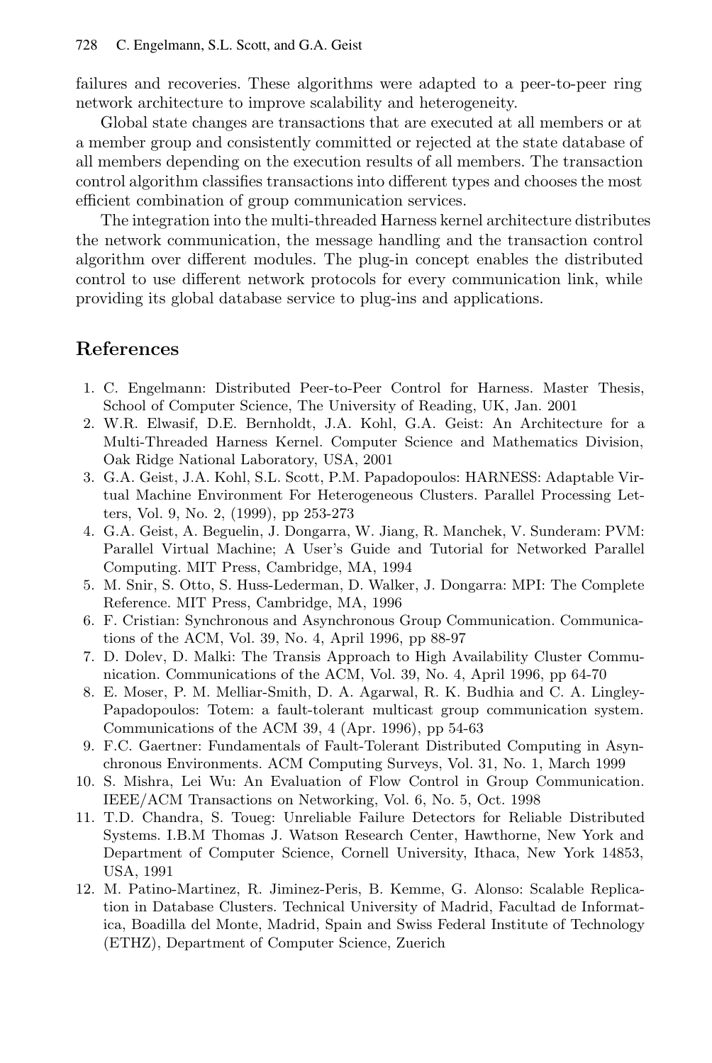failures and recoveries. These algorithms were adapted to a peer-to-peer ring network architecture to improve scalability and heterogeneity.

Global state changes are transactions that are executed at all members or at a member group and consistently committed or rejected at the state database of all members depending on the execution results of all members. The transaction control algorithm classifies transactions into different types and chooses the most efficient combination of group communication services.

The integration into the multi-threaded Harness kernel architecture distributes the network communication, the message handling and the transaction control algorithm over different modules. The plug-in concept enables the distributed control to use different network protocols for every communication link, while providing its global database service to plug-ins and applications.

## References

1. C. Engelmann: Distributed Peer-to-Peer Control for Harness. Master Thesis, School of Computer Science, The University of Reading, UK, Jan. 2001
2. W.R. Elwasif, D.E. Bernholdt, J.A. Kohl, G.A. Geist: An Architecture for a Multi-Threaded Harness Kernel. Computer Science and Mathematics Division, Oak Ridge National Laboratory, USA, 2001
3. G.A. Geist, J.A. Kohl, S.L. Scott, P.M. Papadopoulos: HARNESS: Adaptable Virtual Machine Environment For Heterogeneous Clusters. Parallel Processing Letters, Vol. 9, No. 2, (1999), pp 253-273
4. G.A. Geist, A. Beguelin, J. Dongarra, W. Jiang, R. Manchek, V. Sunderam: PVM: Parallel Virtual Machine; A User's Guide and Tutorial for Networked Parallel Computing. MIT Press, Cambridge, MA, 1994
5. M. Snir, S. Otto, S. Huss-Lederman, D. Walker, J. Dongarra: MPI: The Complete Reference. MIT Press, Cambridge, MA, 1996
6. F. Cristian: Synchronous and Asynchronous Group Communication. Communications of the ACM, Vol. 39, No. 4, April 1996, pp 88-97
7. D. Dolev, D. Malki: The Transis Approach to High Availability Cluster Communication. Communications of the ACM, Vol. 39, No. 4, April 1996, pp 64-70
8. E. Moser, P. M. Melliar-Smith, D. A. Agarwal, R. K. Budhia and C. A. Lingley-Papadopoulos: Totem: a fault-tolerant multicast group communication system. Communications of the ACM 39, 4 (Apr. 1996), pp 54-63
9. F.C. Gaertner: Fundamentals of Fault-Tolerant Distributed Computing in Asynchronous Environments. ACM Computing Surveys, Vol. 31, No. 1, March 1999
10. S. Mishra, Lei Wu: An Evaluation of Flow Control in Group Communication. IEEE/ACM Transactions on Networking, Vol. 6, No. 5, Oct. 1998
11. T.D. Chandra, S. Toueg: Unreliable Failure Detectors for Reliable Distributed Systems. I.B.M Thomas J. Watson Research Center, Hawthorne, New York and Department of Computer Science, Cornell University, Ithaca, New York 14853, USA, 1991
12. M. Patino-Martinez, R. Jiminez-Peris, B. Kemme, G. Alonso: Scalable Replication in Database Clusters. Technical University of Madrid, Facultad de Informatica, Boadilla del Monte, Madrid, Spain and Swiss Federal Institute of Technology (ETHZ), Department of Computer Science, Zuerich